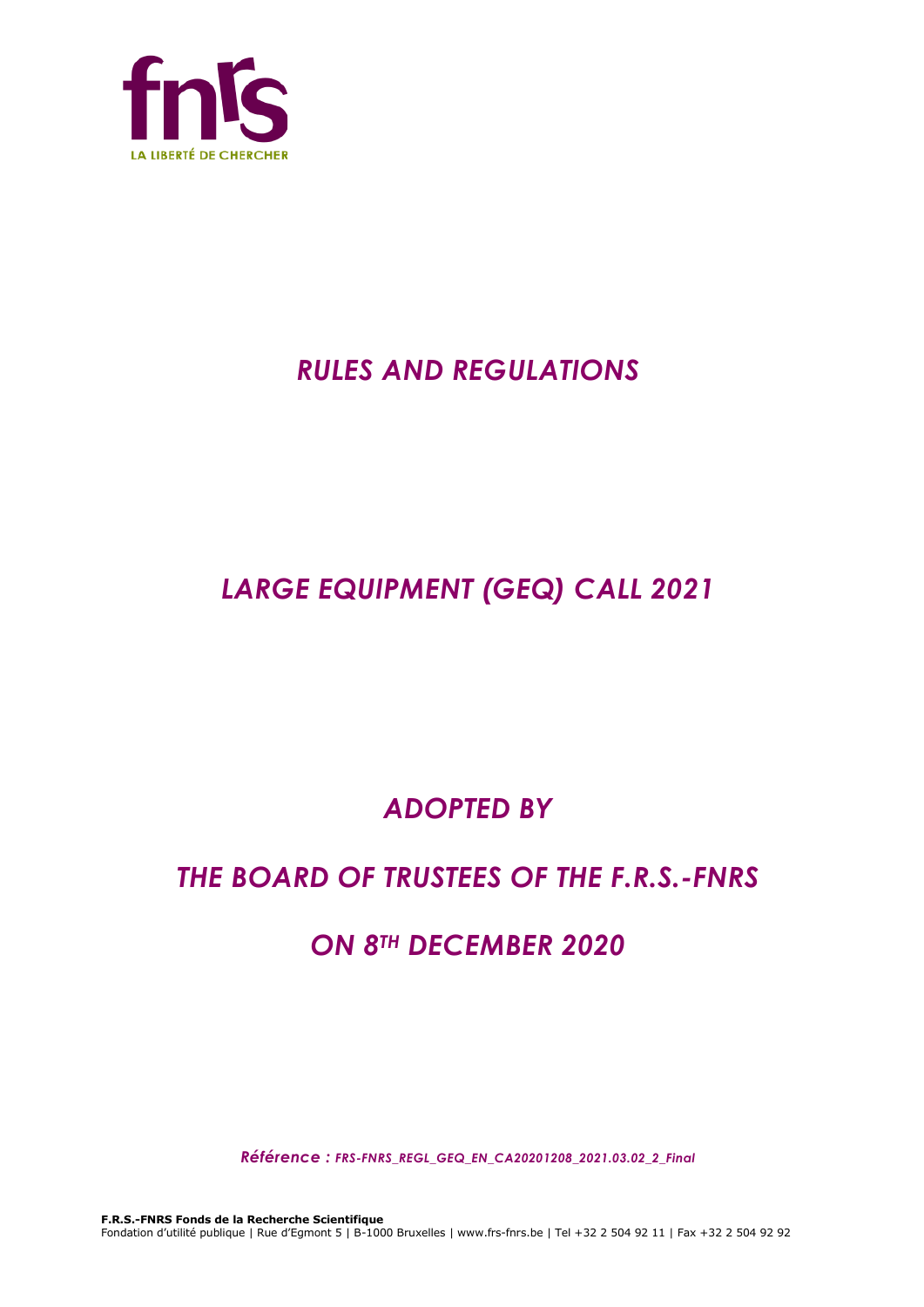# *RULES AND REGULATIONS*

# *LARGE EQUIPMENT (GEQ) CALL 2021*

## *ADOPTED BY*

## *THE BOARD OF TRUSTEES OF THE F.R.S.-FNRS*

## *ON 8TH DECEMBER 2020*

*Référence : FRS-FNRS_REGL_GEQ_EN_CA20201208_2021.03.02_2_Final*

**F.R.S.-FNRS Fonds de la Recherche Scientifique**
Fondation d'utilité publique | Rue d'Egmont 5 | B-1000 Bruxelles | www.frs-fnrs.be | Tel +32 2 504 92 11 | Fax +32 2 504 92 92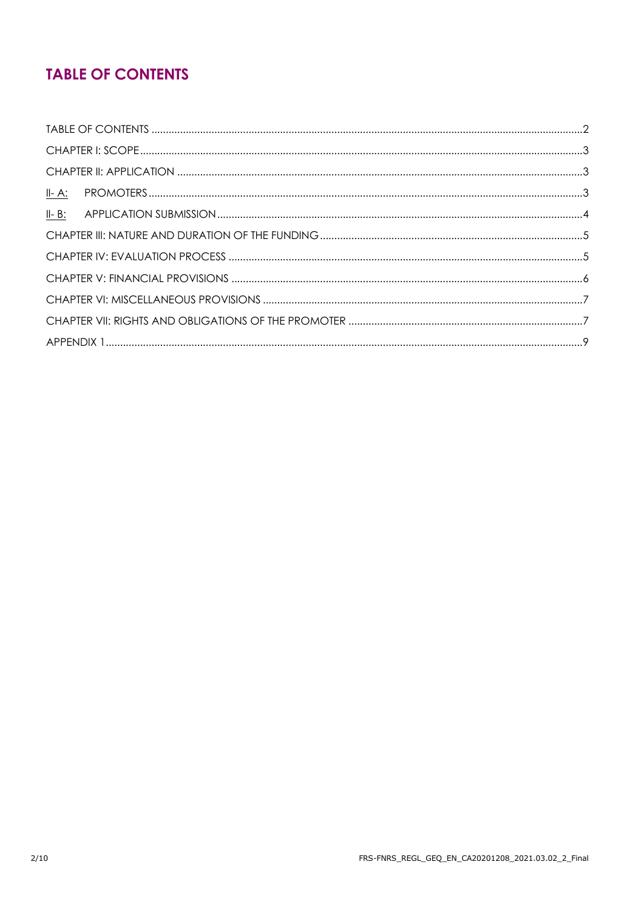# TABLE OF CONTENTS

TABLE OF CONTENTS .....................................................................................................................................................2

CHAPTER I: SCOPE.........................................................................................................................................................3

CHAPTER II: APPLICATION ............................................................................................................................................3

II- A: PROMOTERS......................................................................................................................................................3

II- B: APPLICATION SUBMISSION ..............................................................................................................................4

CHAPTER III: NATURE AND DURATION OF THE FUNDING ...........................................................................................5

CHAPTER IV: EVALUATION PROCESS ..........................................................................................................................5

CHAPTER V: FINANCIAL PROVISIONS .........................................................................................................................6

CHAPTER VI: MISCELLANEOUS PROVISIONS ..............................................................................................................7

CHAPTER VII: RIGHTS AND OBLIGATIONS OF THE PROMOTER .................................................................................7

APPENDIX 1.....................................................................................................................................................................9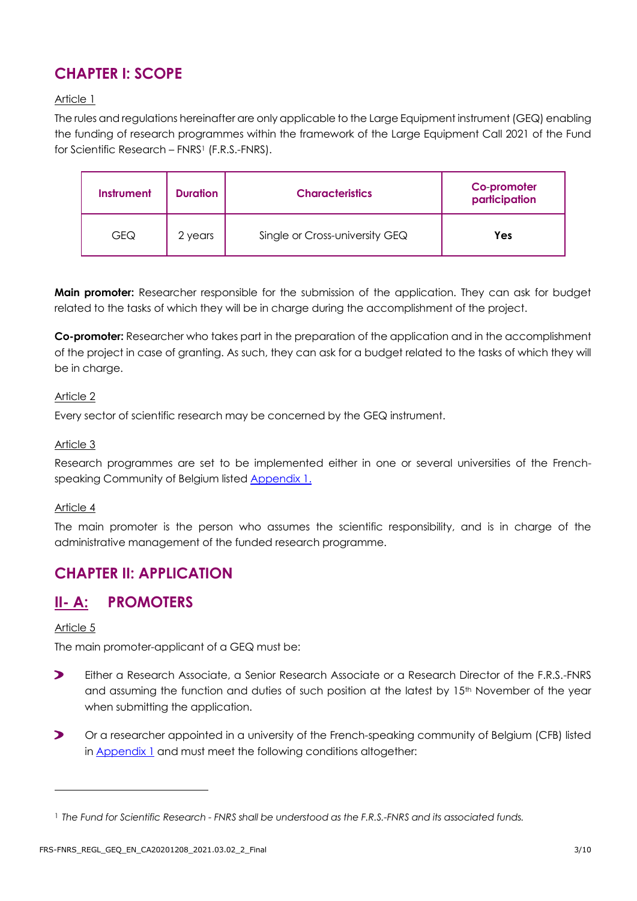## CHAPTER I: SCOPE

Article 1

The rules and regulations hereinafter are only applicable to the Large Equipment instrument (GEQ) enabling the funding of research programmes within the framework of the Large Equipment Call 2021 of the Fund for Scientific Research – FNRS[1] (F.R.S.-FNRS).

| Instrument | Duration | Characteristics | Co-promoter participation |
|---|---|---|---|
| GEQ | 2 years | Single or Cross-university GEQ | **Yes** |

**Main promoter:** Researcher responsible for the submission of the application. They can ask for budget related to the tasks of which they will be in charge during the accomplishment of the project.

**Co-promoter:** Researcher who takes part in the preparation of the application and in the accomplishment of the project in case of granting. As such, they can ask for a budget related to the tasks of which they will be in charge.

Article 2

Every sector of scientific research may be concerned by the GEQ instrument.

Article 3

Research programmes are set to be implemented either in one or several universities of the French-speaking Community of Belgium listed Appendix 1.

Article 4

The main promoter is the person who assumes the scientific responsibility, and is in charge of the administrative management of the funded research programme.

## CHAPTER II: APPLICATION

### II- A: PROMOTERS

Article 5

The main promoter-applicant of a GEQ must be:

- Either a Research Associate, a Senior Research Associate or a Research Director of the F.R.S.-FNRS and assuming the function and duties of such position at the latest by 15th November of the year when submitting the application.
- Or a researcher appointed in a university of the French-speaking community of Belgium (CFB) listed in Appendix 1 and must meet the following conditions altogether:

[1] *The Fund for Scientific Research - FNRS shall be understood as the F.R.S.-FNRS and its associated funds.*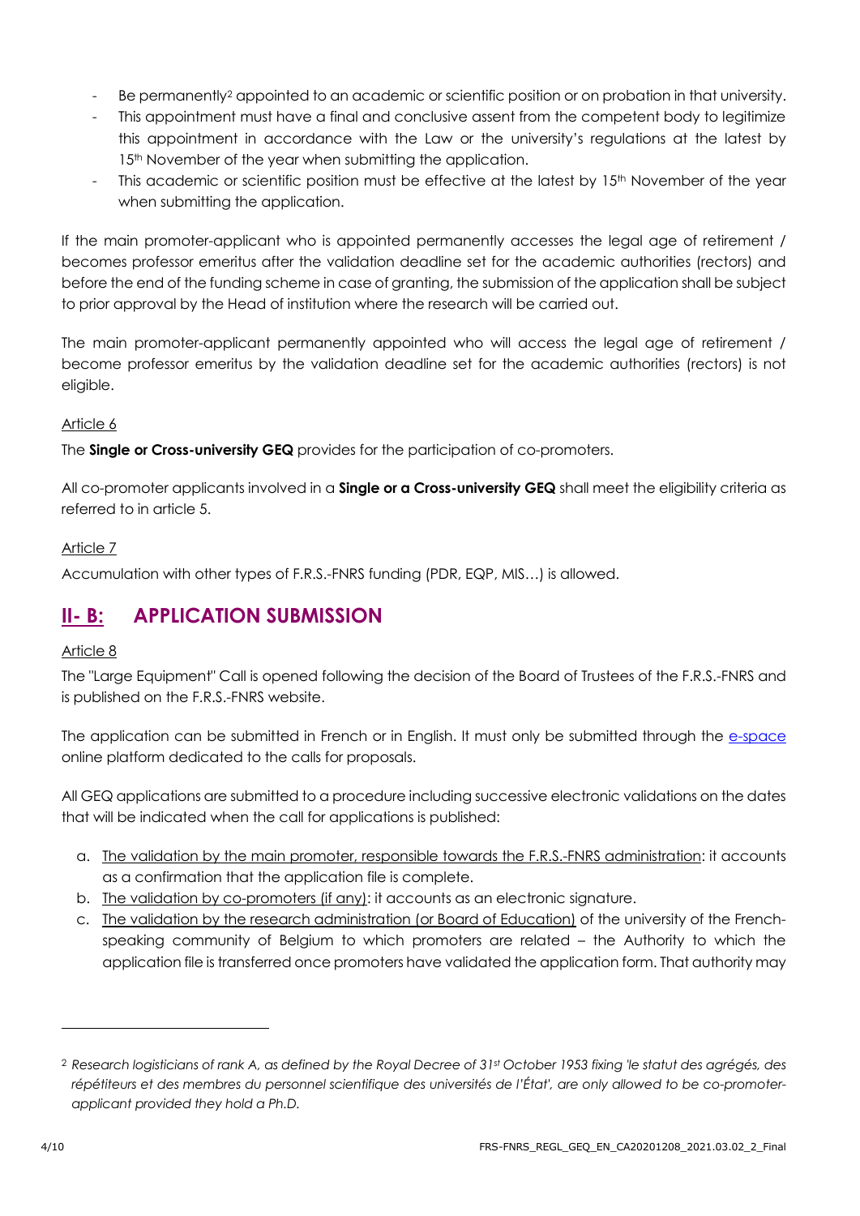- Be permanently[2] appointed to an academic or scientific position or on probation in that university.
- This appointment must have a final and conclusive assent from the competent body to legitimize this appointment in accordance with the Law or the university's regulations at the latest by 15th November of the year when submitting the application.
- This academic or scientific position must be effective at the latest by 15th November of the year when submitting the application.

If the main promoter-applicant who is appointed permanently accesses the legal age of retirement / becomes professor emeritus after the validation deadline set for the academic authorities (rectors) and before the end of the funding scheme in case of granting, the submission of the application shall be subject to prior approval by the Head of institution where the research will be carried out.

The main promoter-applicant permanently appointed who will access the legal age of retirement / become professor emeritus by the validation deadline set for the academic authorities (rectors) is not eligible.

Article 6

The **Single or Cross-university GEQ** provides for the participation of co-promoters.

All co-promoter applicants involved in a **Single or a Cross-university GEQ** shall meet the eligibility criteria as referred to in article 5.

Article 7

Accumulation with other types of F.R.S.-FNRS funding (PDR, EQP, MIS…) is allowed.

## II- B: APPLICATION SUBMISSION

Article 8

The "Large Equipment" Call is opened following the decision of the Board of Trustees of the F.R.S.-FNRS and is published on the F.R.S.-FNRS website.

The application can be submitted in French or in English. It must only be submitted through the e-space online platform dedicated to the calls for proposals.

All GEQ applications are submitted to a procedure including successive electronic validations on the dates that will be indicated when the call for applications is published:

a. The validation by the main promoter, responsible towards the F.R.S.-FNRS administration: it accounts as a confirmation that the application file is complete.
b. The validation by co-promoters (if any): it accounts as an electronic signature.
c. The validation by the research administration (or Board of Education) of the university of the French-speaking community of Belgium to which promoters are related – the Authority to which the application file is transferred once promoters have validated the application form. That authority may

[2] *Research logisticians of rank A, as defined by the Royal Decree of 31st October 1953 fixing 'le statut des agrégés, des répétiteurs et des membres du personnel scientifique des universités de l'État', are only allowed to be co-promoter-applicant provided they hold a Ph.D.*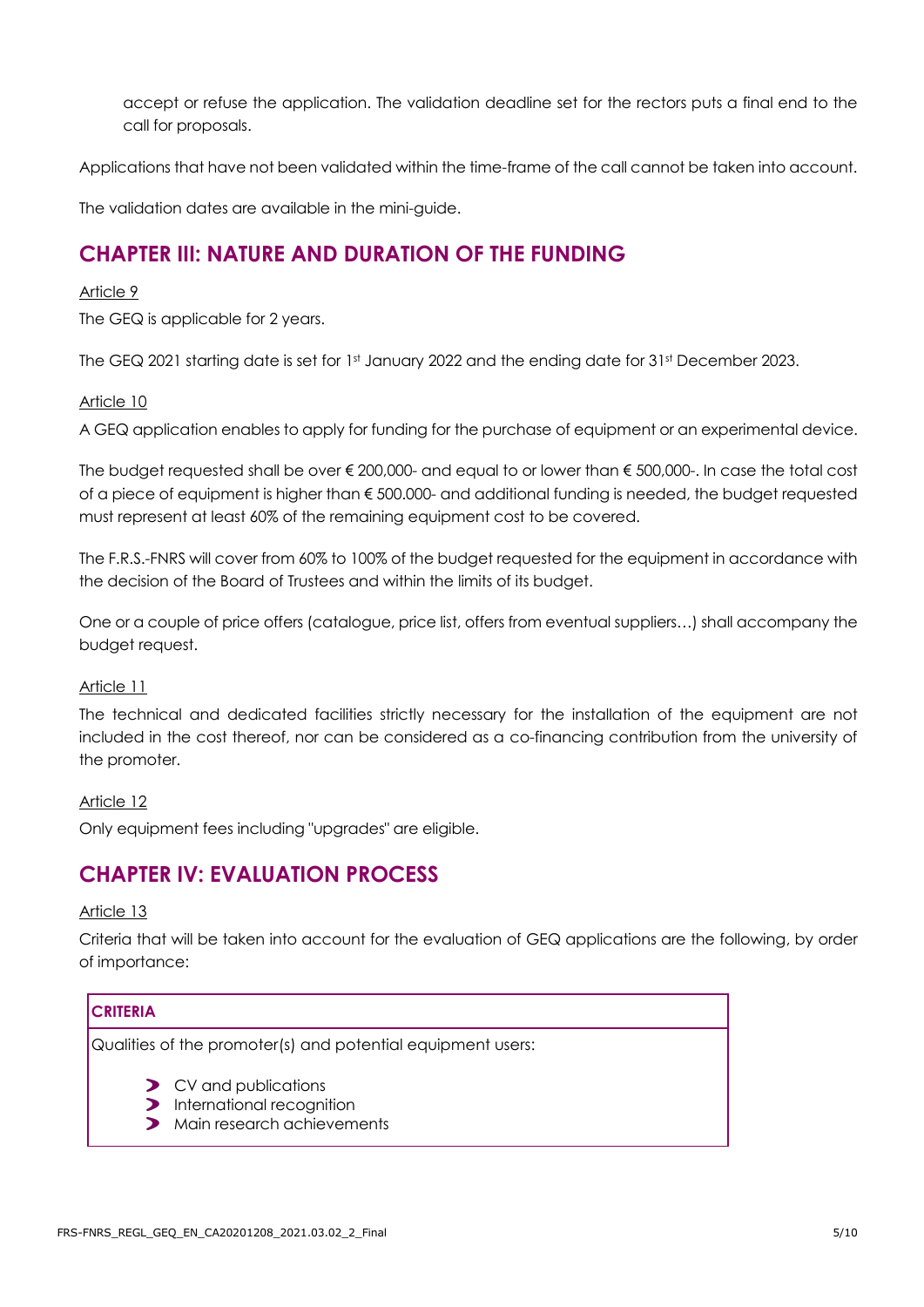accept or refuse the application. The validation deadline set for the rectors puts a final end to the call for proposals.

Applications that have not been validated within the time-frame of the call cannot be taken into account.

The validation dates are available in the mini-guide.

## CHAPTER III: NATURE AND DURATION OF THE FUNDING

Article 9

The GEQ is applicable for 2 years.

The GEQ 2021 starting date is set for 1st January 2022 and the ending date for 31st December 2023.

Article 10

A GEQ application enables to apply for funding for the purchase of equipment or an experimental device.

The budget requested shall be over € 200,000- and equal to or lower than € 500,000-. In case the total cost of a piece of equipment is higher than € 500.000- and additional funding is needed, the budget requested must represent at least 60% of the remaining equipment cost to be covered.

The F.R.S.-FNRS will cover from 60% to 100% of the budget requested for the equipment in accordance with the decision of the Board of Trustees and within the limits of its budget.

One or a couple of price offers (catalogue, price list, offers from eventual suppliers…) shall accompany the budget request.

Article 11

The technical and dedicated facilities strictly necessary for the installation of the equipment are not included in the cost thereof, nor can be considered as a co-financing contribution from the university of the promoter.

Article 12

Only equipment fees including "upgrades" are eligible.

## CHAPTER IV: EVALUATION PROCESS

Article 13

Criteria that will be taken into account for the evaluation of GEQ applications are the following, by order of importance:

| **CRITERIA** |
| --- |
| Qualities of the promoter(s) and potential equipment users:<br>- CV and publications<br>- International recognition<br>- Main research achievements |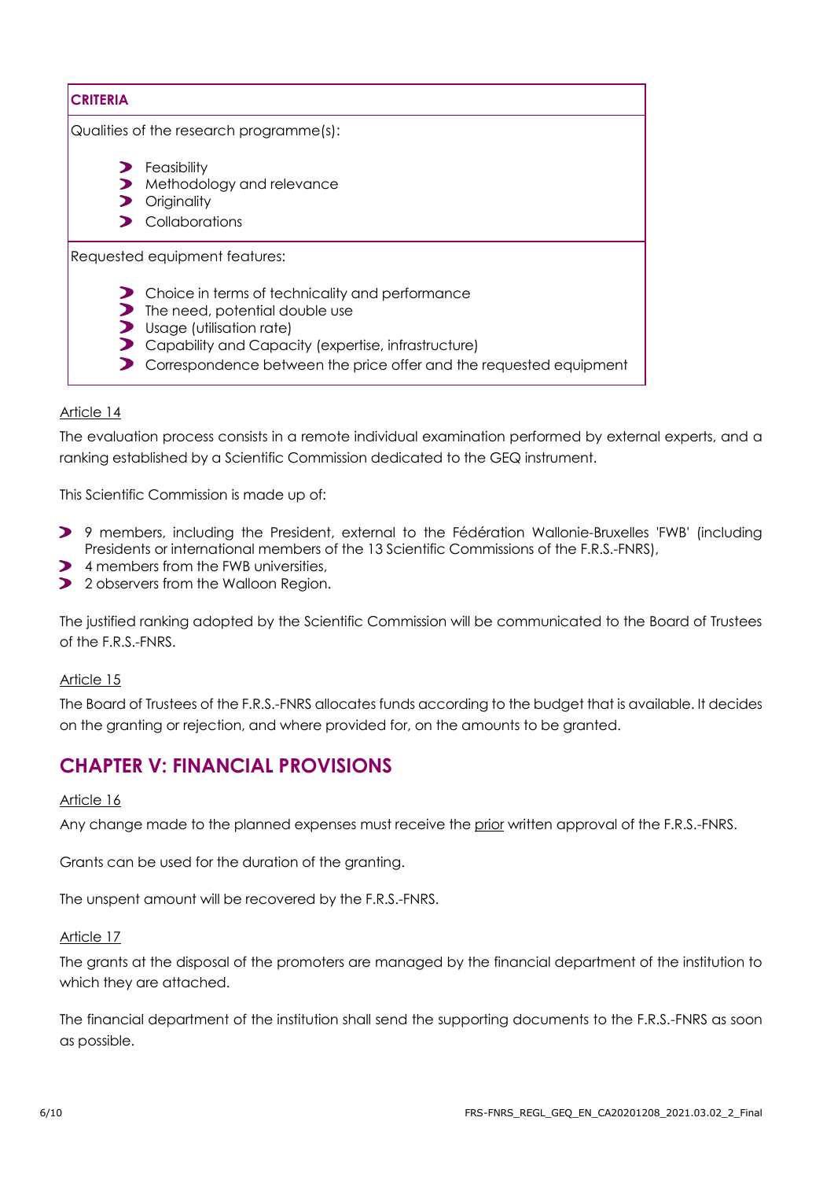| CRITERIA |
| --- |
| Qualities of the research programme(s): <br> • Feasibility <br> • Methodology and relevance <br> • Originality <br> • Collaborations |
| Requested equipment features: <br> • Choice in terms of technicality and performance <br> • The need, potential double use <br> • Usage (utilisation rate) <br> • Capability and Capacity (expertise, infrastructure) <br> • Correspondence between the price offer and the requested equipment |

Article 14

The evaluation process consists in a remote individual examination performed by external experts, and a ranking established by a Scientific Commission dedicated to the GEQ instrument.

This Scientific Commission is made up of:

- 9 members, including the President, external to the Fédération Wallonie-Bruxelles 'FWB' (including Presidents or international members of the 13 Scientific Commissions of the F.R.S.-FNRS),
- 4 members from the FWB universities,
- 2 observers from the Walloon Region.

The justified ranking adopted by the Scientific Commission will be communicated to the Board of Trustees of the F.R.S.-FNRS.

Article 15

The Board of Trustees of the F.R.S.-FNRS allocates funds according to the budget that is available. It decides on the granting or rejection, and where provided for, on the amounts to be granted.

## CHAPTER V: FINANCIAL PROVISIONS

Article 16

Any change made to the planned expenses must receive the prior written approval of the F.R.S.-FNRS.

Grants can be used for the duration of the granting.

The unspent amount will be recovered by the F.R.S.-FNRS.

Article 17

The grants at the disposal of the promoters are managed by the financial department of the institution to which they are attached.

The financial department of the institution shall send the supporting documents to the F.R.S.-FNRS as soon as possible.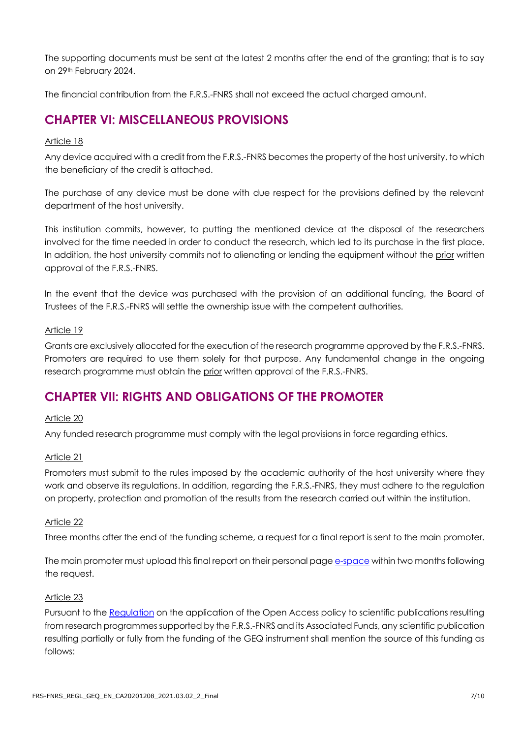The supporting documents must be sent at the latest 2 months after the end of the granting; that is to say on 29th February 2024.

The financial contribution from the F.R.S.-FNRS shall not exceed the actual charged amount.

## CHAPTER VI: MISCELLANEOUS PROVISIONS

Article 18

Any device acquired with a credit from the F.R.S.-FNRS becomes the property of the host university, to which the beneficiary of the credit is attached.

The purchase of any device must be done with due respect for the provisions defined by the relevant department of the host university.

This institution commits, however, to putting the mentioned device at the disposal of the researchers involved for the time needed in order to conduct the research, which led to its purchase in the first place. In addition, the host university commits not to alienating or lending the equipment without the prior written approval of the F.R.S.-FNRS.

In the event that the device was purchased with the provision of an additional funding, the Board of Trustees of the F.R.S.-FNRS will settle the ownership issue with the competent authorities.

Article 19

Grants are exclusively allocated for the execution of the research programme approved by the F.R.S.-FNRS. Promoters are required to use them solely for that purpose. Any fundamental change in the ongoing research programme must obtain the prior written approval of the F.R.S.-FNRS.

## CHAPTER VII: RIGHTS AND OBLIGATIONS OF THE PROMOTER

Article 20

Any funded research programme must comply with the legal provisions in force regarding ethics.

Article 21

Promoters must submit to the rules imposed by the academic authority of the host university where they work and observe its regulations. In addition, regarding the F.R.S.-FNRS, they must adhere to the regulation on property, protection and promotion of the results from the research carried out within the institution.

Article 22

Three months after the end of the funding scheme, a request for a final report is sent to the main promoter.

The main promoter must upload this final report on their personal page e-space within two months following the request.

Article 23

Pursuant to the Regulation on the application of the Open Access policy to scientific publications resulting from research programmes supported by the F.R.S.-FNRS and its Associated Funds, any scientific publication resulting partially or fully from the funding of the GEQ instrument shall mention the source of this funding as follows: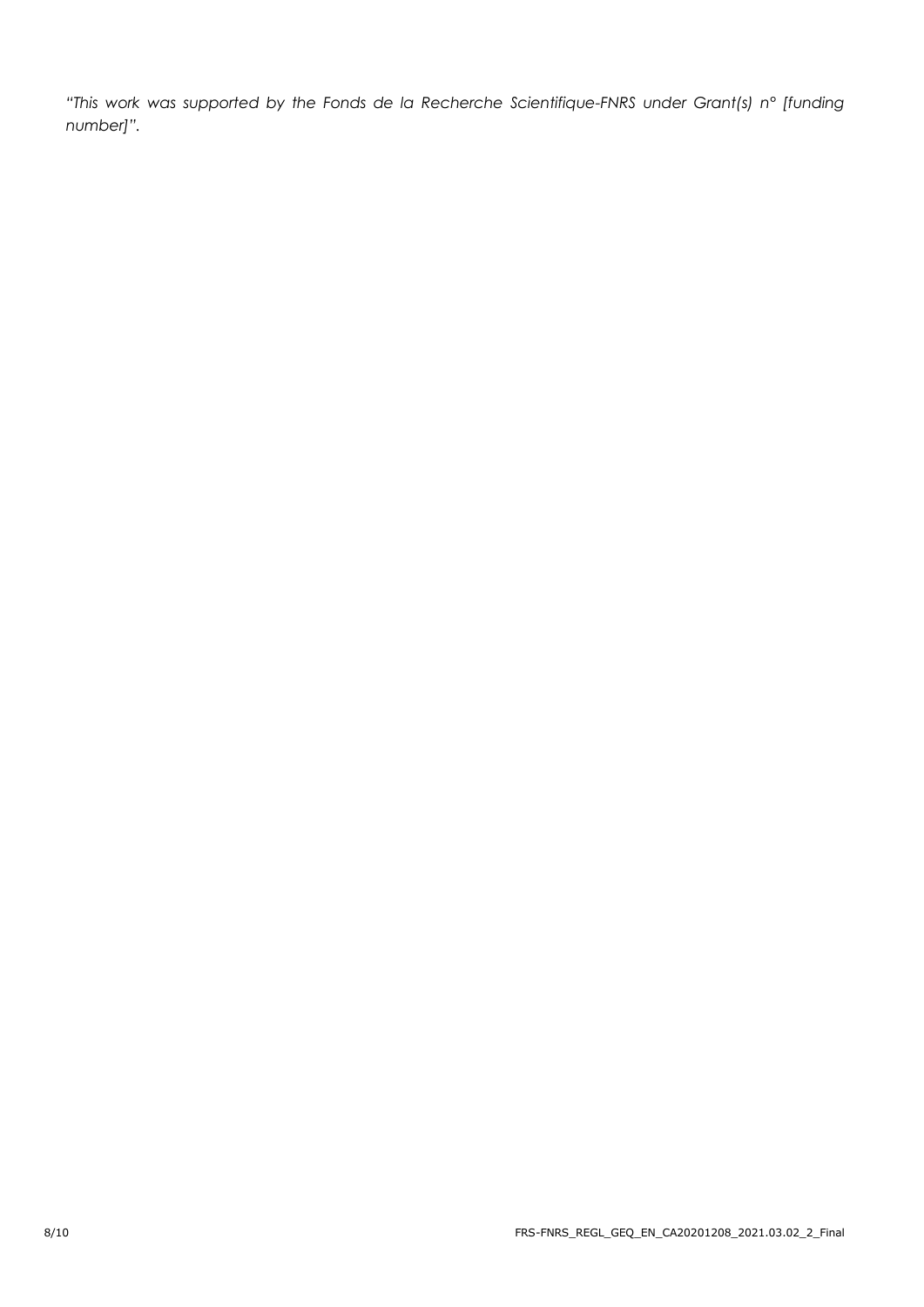*"This work was supported by the Fonds de la Recherche Scientifique-FNRS under Grant(s) n° [funding number]".*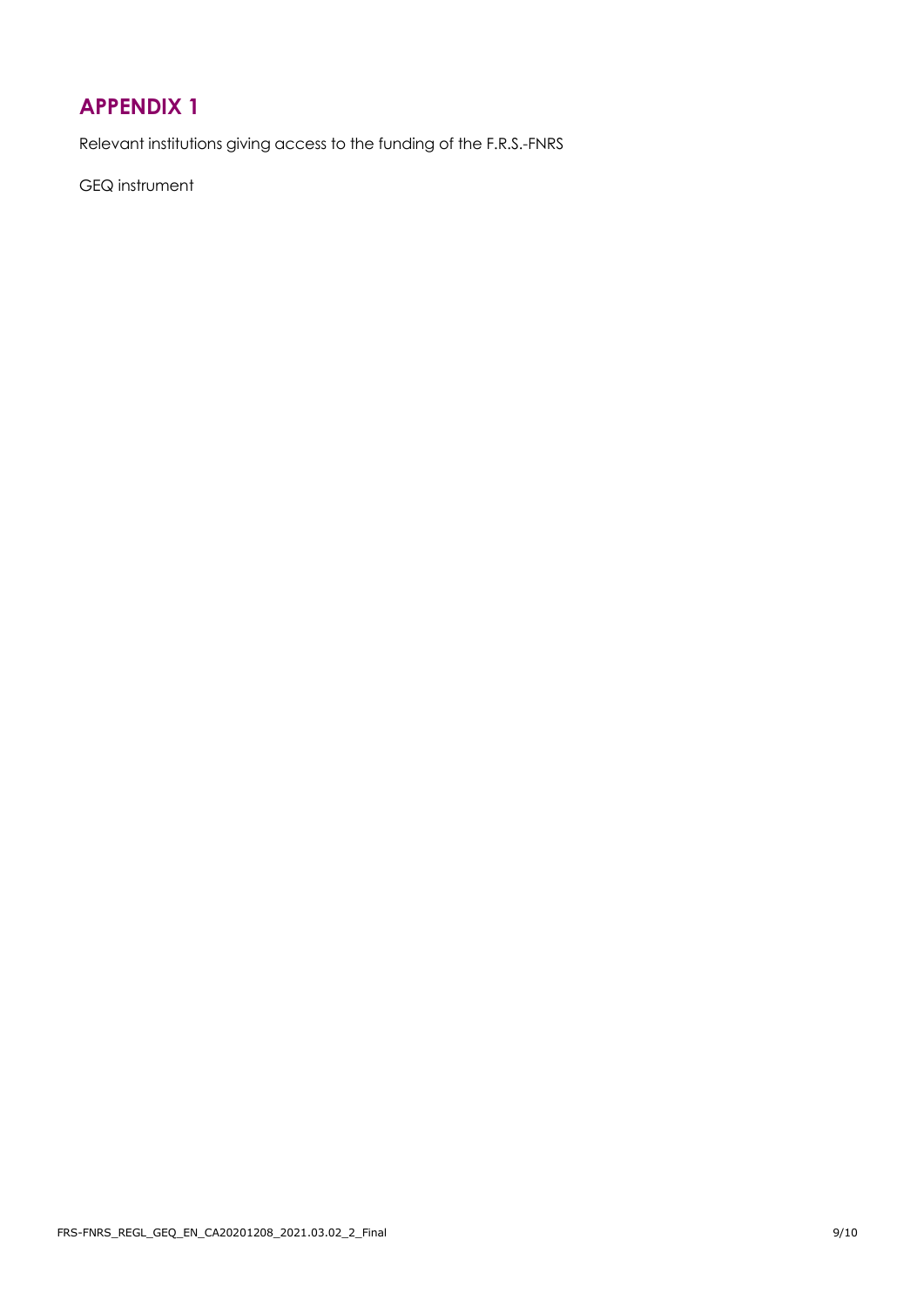# APPENDIX 1

Relevant institutions giving access to the funding of the F.R.S.-FNRS

GEQ instrument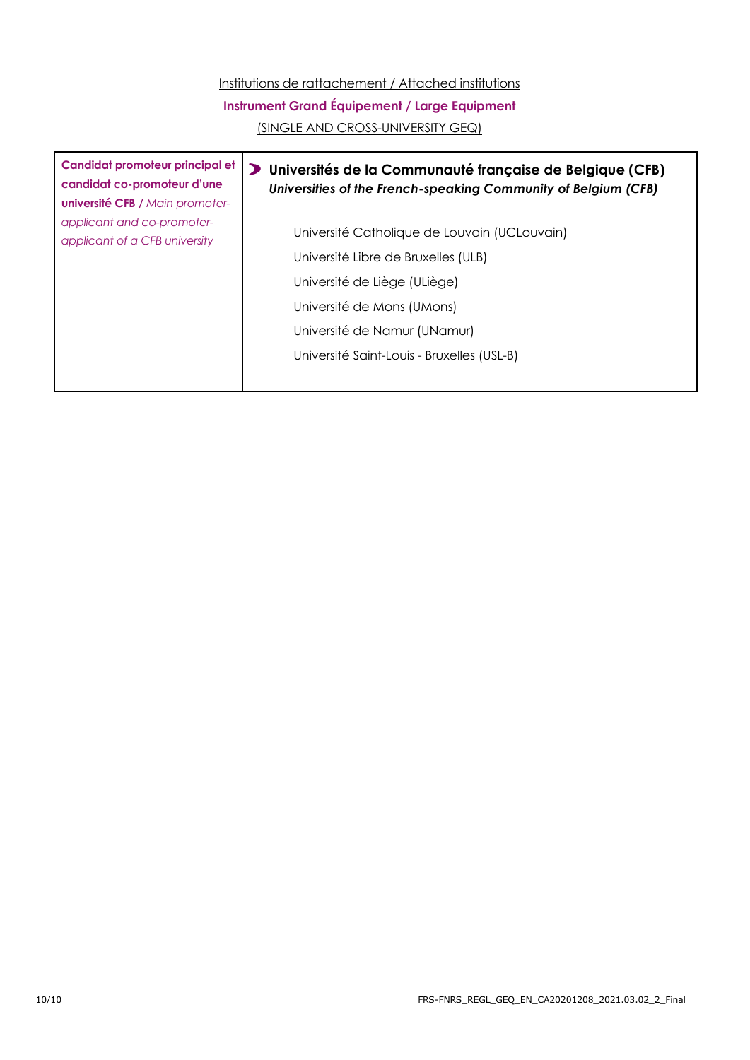Institutions de rattachement / Attached institutions

**Instrument Grand Équipement / Large Equipment**

(SINGLE AND CROSS-UNIVERSITY GEQ)

| | |
|---|---|
| **Candidat promoteur principal et candidat co-promoteur d'une université CFB** / *Main promoter-applicant and co-promoter-applicant of a CFB university* | **Universités de la Communauté française de Belgique (CFB)**<br>***Universities of the French-speaking Community of Belgium (CFB)***<br><br>Université Catholique de Louvain (UCLouvain)<br>Université Libre de Bruxelles (ULB)<br>Université de Liège (ULiège)<br>Université de Mons (UMons)<br>Université de Namur (UNamur)<br>Université Saint-Louis - Bruxelles (USL-B) |